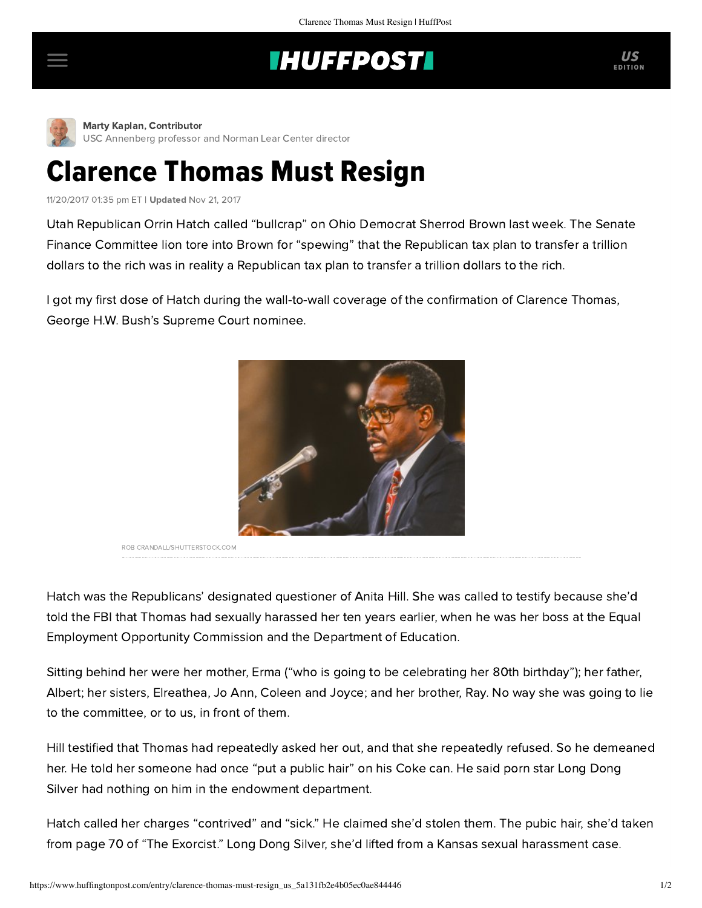Marty Kaplan, Contributor
USC Annenberg professor and Norman Lear Center director

# Clarence Thomas Must Resign

11/20/2017 01:35 pm ET | **Updated** Nov 21, 2017

Utah Republican Orrin Hatch called "bullcrap" on Ohio Democrat Sherrod Brown last week. The Senate Finance Committee lion tore into Brown for "spewing" that the Republican tax plan to transfer a trillion dollars to the rich was in reality a Republican tax plan to transfer a trillion dollars to the rich.

I got my first dose of Hatch during the wall-to-wall coverage of the confirmation of Clarence Thomas, George H.W. Bush's Supreme Court nominee.

ROB CRANDALL/SHUTTERSTOCK.COM

Hatch was the Republicans' designated questioner of Anita Hill. She was called to testify because she'd told the FBI that Thomas had sexually harassed her ten years earlier, when he was her boss at the Equal Employment Opportunity Commission and the Department of Education.

Sitting behind her were her mother, Erma ("who is going to be celebrating her 80th birthday"); her father, Albert; her sisters, Elreathea, Jo Ann, Coleen and Joyce; and her brother, Ray. No way she was going to lie to the committee, or to us, in front of them.

Hill testified that Thomas had repeatedly asked her out, and that she repeatedly refused. So he demeaned her. He told her someone had once "put a pubic hair" on his Coke can. He said porn star Long Dong Silver had nothing on him in the endowment department.

Hatch called her charges "contrived" and "sick." He claimed she'd stolen them. The pubic hair, she'd taken from page 70 of "The Exorcist." Long Dong Silver, she'd lifted from a Kansas sexual harassment case.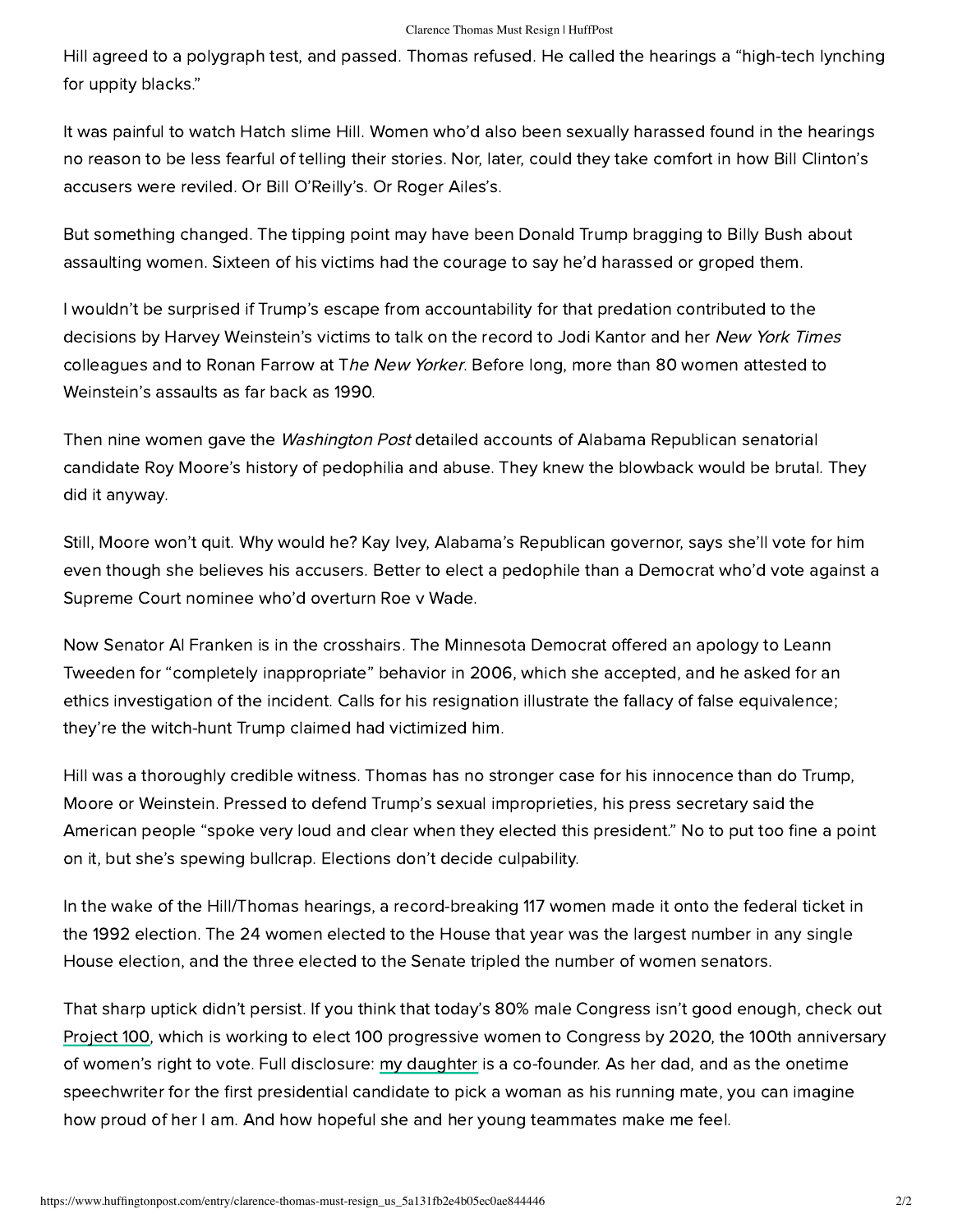Hill agreed to a polygraph test, and passed. Thomas refused. He called the hearings a "high-tech lynching for uppity blacks."

It was painful to watch Hatch slime Hill. Women who'd also been sexually harassed found in the hearings no reason to be less fearful of telling their stories. Nor, later, could they take comfort in how Bill Clinton's accusers were reviled. Or Bill O'Reilly's. Or Roger Ailes's.

But something changed. The tipping point may have been Donald Trump bragging to Billy Bush about assaulting women. Sixteen of his victims had the courage to say he'd harassed or groped them.

I wouldn't be surprised if Trump's escape from accountability for that predation contributed to the decisions by Harvey Weinstein's victims to talk on the record to Jodi Kantor and her *New York Times* colleagues and to Ronan Farrow at T*he New Yorker*. Before long, more than 80 women attested to Weinstein's assaults as far back as 1990.

Then nine women gave the *Washington Post* detailed accounts of Alabama Republican senatorial candidate Roy Moore's history of pedophilia and abuse. They knew the blowback would be brutal. They did it anyway.

Still, Moore won't quit. Why would he? Kay Ivey, Alabama's Republican governor, says she'll vote for him even though she believes his accusers. Better to elect a pedophile than a Democrat who'd vote against a Supreme Court nominee who'd overturn Roe v Wade.

Now Senator Al Franken is in the crosshairs. The Minnesota Democrat offered an apology to Leann Tweeden for "completely inappropriate" behavior in 2006, which she accepted, and he asked for an ethics investigation of the incident. Calls for his resignation illustrate the fallacy of false equivalence; they're the witch-hunt Trump claimed had victimized him.

Hill was a thoroughly credible witness. Thomas has no stronger case for his innocence than do Trump, Moore or Weinstein. Pressed to defend Trump's sexual improprieties, his press secretary said the American people "spoke very loud and clear when they elected this president." No to put too fine a point on it, but she's spewing bullcrap. Elections don't decide culpability.

In the wake of the Hill/Thomas hearings, a record-breaking 117 women made it onto the federal ticket in the 1992 election. The 24 women elected to the House that year was the largest number in any single House election, and the three elected to the Senate tripled the number of women senators.

That sharp uptick didn't persist. If you think that today's 80% male Congress isn't good enough, check out Project 100, which is working to elect 100 progressive women to Congress by 2020, the 100th anniversary of women's right to vote. Full disclosure: my daughter is a co-founder. As her dad, and as the onetime speechwriter for the first presidential candidate to pick a woman as his running mate, you can imagine how proud of her I am. And how hopeful she and her young teammates make me feel.